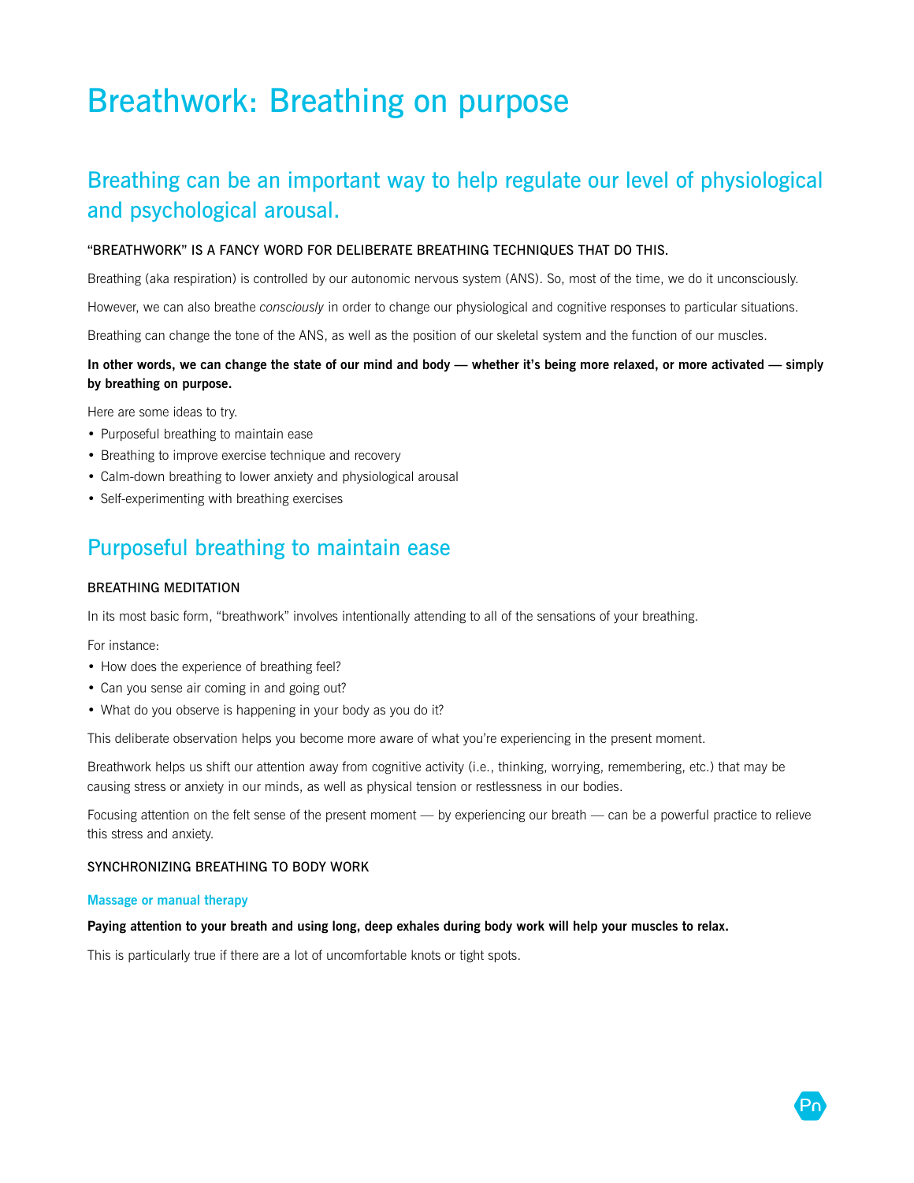# Breathwork: Breathing on purpose

## Breathing can be an important way to help regulate our level of physiological and psychological arousal.

### "BREATHWORK" IS A FANCY WORD FOR DELIBERATE BREATHING TECHNIQUES THAT DO THIS.

Breathing (aka respiration) is controlled by our autonomic nervous system (ANS). So, most of the time, we do it unconsciously.

However, we can also breathe *consciously* in order to change our physiological and cognitive responses to particular situations.

Breathing can change the tone of the ANS, as well as the position of our skeletal system and the function of our muscles.

**In other words, we can change the state of our mind and body — whether it's being more relaxed, or more activated — simply by breathing on purpose.**

Here are some ideas to try.

- Purposeful breathing to maintain ease
- Breathing to improve exercise technique and recovery
- Calm-down breathing to lower anxiety and physiological arousal
- Self-experimenting with breathing exercises

## Purposeful breathing to maintain ease

### BREATHING MEDITATION

In its most basic form, "breathwork" involves intentionally attending to all of the sensations of your breathing.

For instance:

- How does the experience of breathing feel?
- Can you sense air coming in and going out?
- What do you observe is happening in your body as you do it?

This deliberate observation helps you become more aware of what you're experiencing in the present moment.

Breathwork helps us shift our attention away from cognitive activity (i.e., thinking, worrying, remembering, etc.) that may be causing stress or anxiety in our minds, as well as physical tension or restlessness in our bodies.

Focusing attention on the felt sense of the present moment — by experiencing our breath — can be a powerful practice to relieve this stress and anxiety.

### SYNCHRONIZING BREATHING TO BODY WORK

#### Massage or manual therapy

**Paying attention to your breath and using long, deep exhales during body work will help your muscles to relax.**

This is particularly true if there are a lot of uncomfortable knots or tight spots.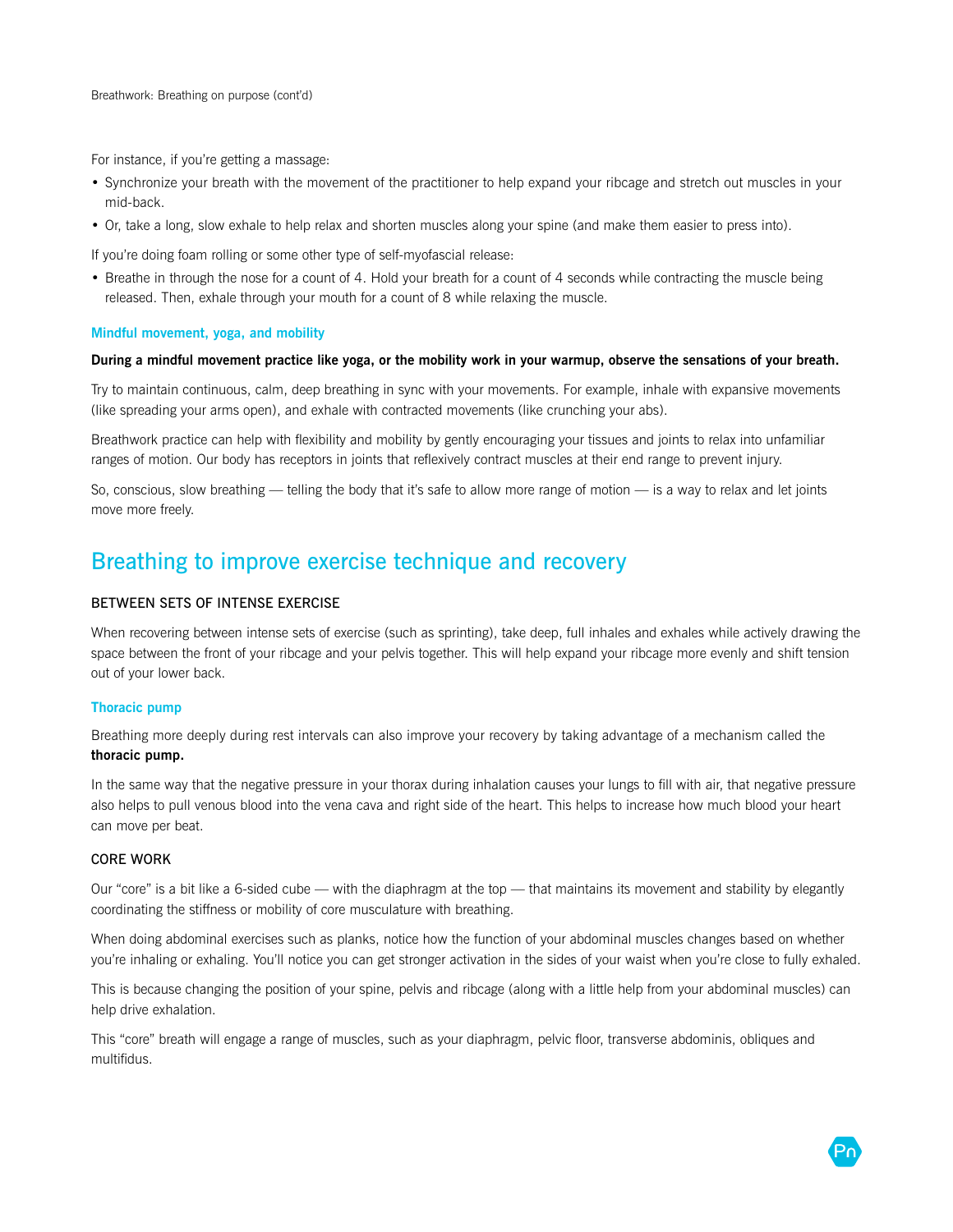For instance, if you're getting a massage:

- Synchronize your breath with the movement of the practitioner to help expand your ribcage and stretch out muscles in your mid-back.
- Or, take a long, slow exhale to help relax and shorten muscles along your spine (and make them easier to press into).

If you're doing foam rolling or some other type of self-myofascial release:

- Breathe in through the nose for a count of 4. Hold your breath for a count of 4 seconds while contracting the muscle being released. Then, exhale through your mouth for a count of 8 while relaxing the muscle.

### Mindful movement, yoga, and mobility

**During a mindful movement practice like yoga, or the mobility work in your warmup, observe the sensations of your breath.**

Try to maintain continuous, calm, deep breathing in sync with your movements. For example, inhale with expansive movements (like spreading your arms open), and exhale with contracted movements (like crunching your abs).

Breathwork practice can help with flexibility and mobility by gently encouraging your tissues and joints to relax into unfamiliar ranges of motion. Our body has receptors in joints that reflexively contract muscles at their end range to prevent injury.

So, conscious, slow breathing — telling the body that it's safe to allow more range of motion — is a way to relax and let joints move more freely.

## Breathing to improve exercise technique and recovery

### BETWEEN SETS OF INTENSE EXERCISE

When recovering between intense sets of exercise (such as sprinting), take deep, full inhales and exhales while actively drawing the space between the front of your ribcage and your pelvis together. This will help expand your ribcage more evenly and shift tension out of your lower back.

#### Thoracic pump

Breathing more deeply during rest intervals can also improve your recovery by taking advantage of a mechanism called the **thoracic pump.**

In the same way that the negative pressure in your thorax during inhalation causes your lungs to fill with air, that negative pressure also helps to pull venous blood into the vena cava and right side of the heart. This helps to increase how much blood your heart can move per beat.

### CORE WORK

Our "core" is a bit like a 6-sided cube — with the diaphragm at the top — that maintains its movement and stability by elegantly coordinating the stiffness or mobility of core musculature with breathing.

When doing abdominal exercises such as planks, notice how the function of your abdominal muscles changes based on whether you're inhaling or exhaling. You'll notice you can get stronger activation in the sides of your waist when you're close to fully exhaled.

This is because changing the position of your spine, pelvis and ribcage (along with a little help from your abdominal muscles) can help drive exhalation.

This "core" breath will engage a range of muscles, such as your diaphragm, pelvic floor, transverse abdominis, obliques and multifidus.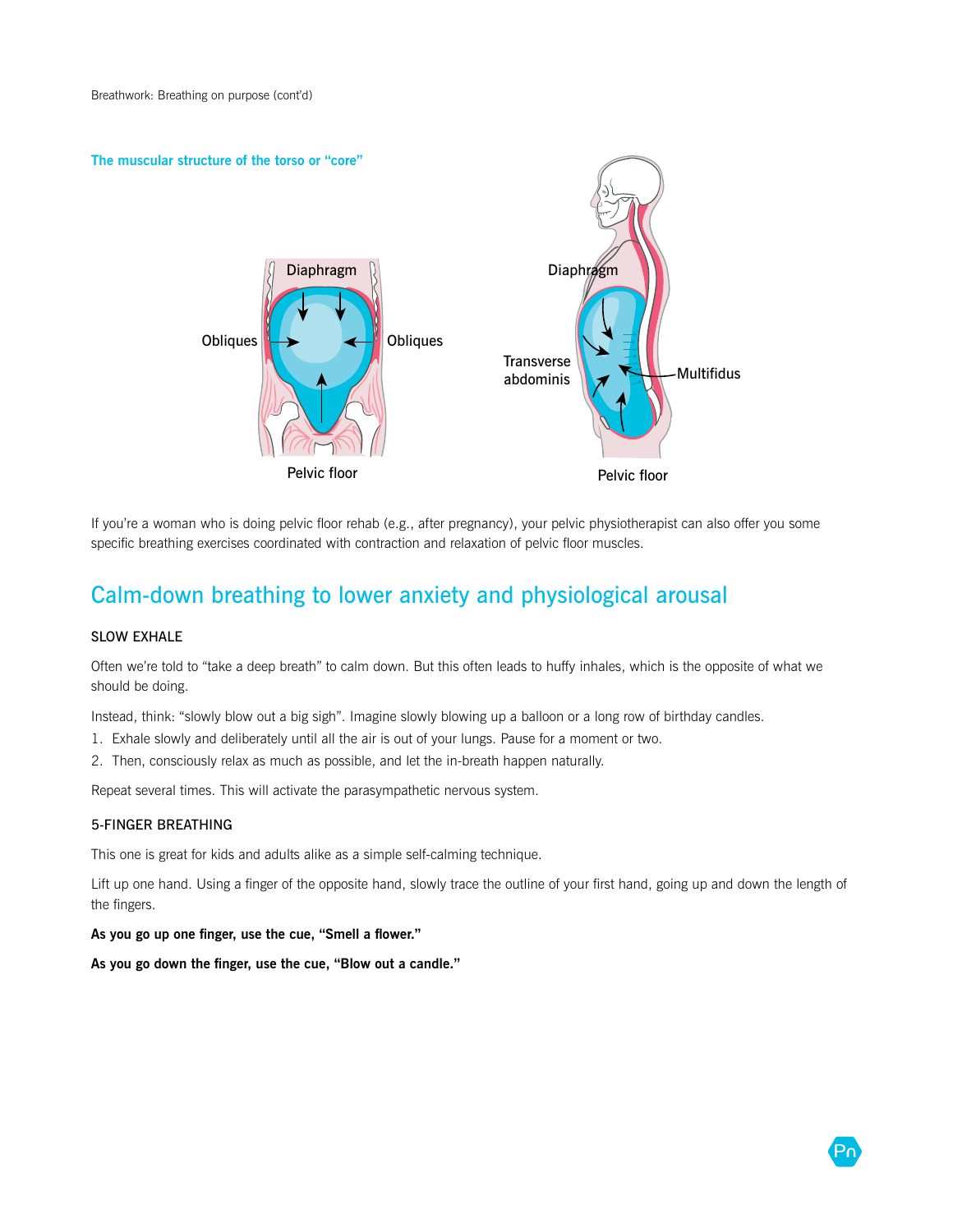**The muscular structure of the torso or "core"**

Diaphragm

Obliques

Obliques

Pelvic floor

Diaphragm

Transverse abdominis

Multifidus

Pelvic floor

If you're a woman who is doing pelvic floor rehab (e.g., after pregnancy), your pelvic physiotherapist can also offer you some specific breathing exercises coordinated with contraction and relaxation of pelvic floor muscles.

## Calm-down breathing to lower anxiety and physiological arousal

### SLOW EXHALE

Often we're told to "take a deep breath" to calm down. But this often leads to huffy inhales, which is the opposite of what we should be doing.

Instead, think: "slowly blow out a big sigh". Imagine slowly blowing up a balloon or a long row of birthday candles.

1. Exhale slowly and deliberately until all the air is out of your lungs. Pause for a moment or two.
2. Then, consciously relax as much as possible, and let the in-breath happen naturally.

Repeat several times. This will activate the parasympathetic nervous system.

### 5-FINGER BREATHING

This one is great for kids and adults alike as a simple self-calming technique.

Lift up one hand. Using a finger of the opposite hand, slowly trace the outline of your first hand, going up and down the length of the fingers.

**As you go up one finger, use the cue, "Smell a flower."**

**As you go down the finger, use the cue, "Blow out a candle."**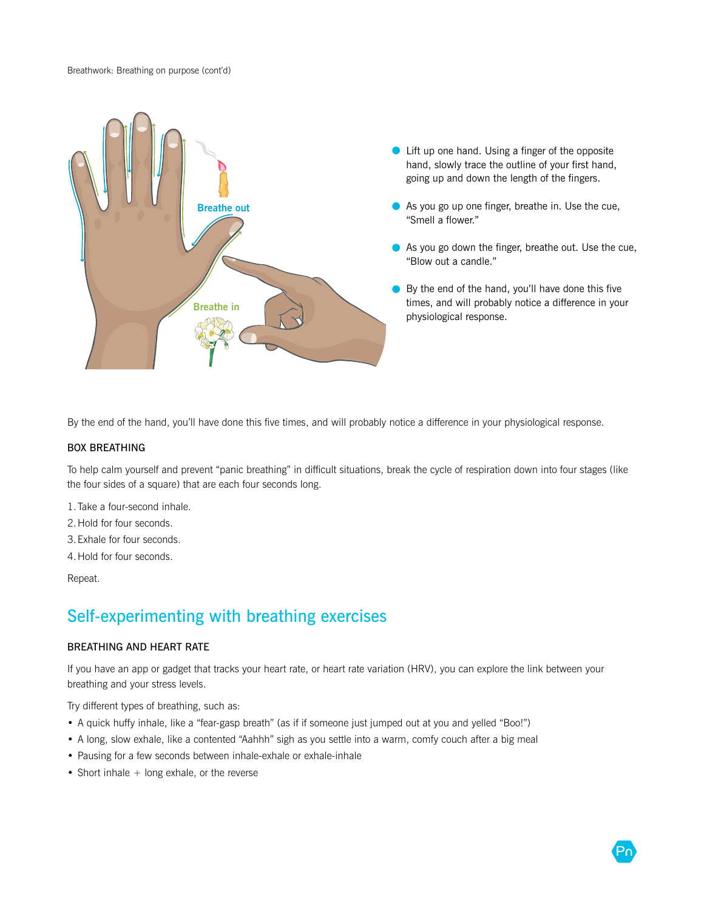- Lift up one hand. Using a finger of the opposite hand, slowly trace the outline of your first hand, going up and down the length of the fingers.
- As you go up one finger, breathe in. Use the cue, "Smell a flower."
- As you go down the finger, breathe out. Use the cue, "Blow out a candle."
- By the end of the hand, you'll have done this five times, and will probably notice a difference in your physiological response.

By the end of the hand, you'll have done this five times, and will probably notice a difference in your physiological response.

#### BOX BREATHING

To help calm yourself and prevent "panic breathing" in difficult situations, break the cycle of respiration down into four stages (like the four sides of a square) that are each four seconds long.

1. Take a four-second inhale.
2. Hold for four seconds.
3. Exhale for four seconds.
4. Hold for four seconds.

Repeat.

## Self-experimenting with breathing exercises

#### BREATHING AND HEART RATE

If you have an app or gadget that tracks your heart rate, or heart rate variation (HRV), you can explore the link between your breathing and your stress levels.

Try different types of breathing, such as:

- A quick huffy inhale, like a "fear-gasp breath" (as if if someone just jumped out at you and yelled "Boo!")
- A long, slow exhale, like a contented "Aahhh" sigh as you settle into a warm, comfy couch after a big meal
- Pausing for a few seconds between inhale-exhale or exhale-inhale
- Short inhale + long exhale, or the reverse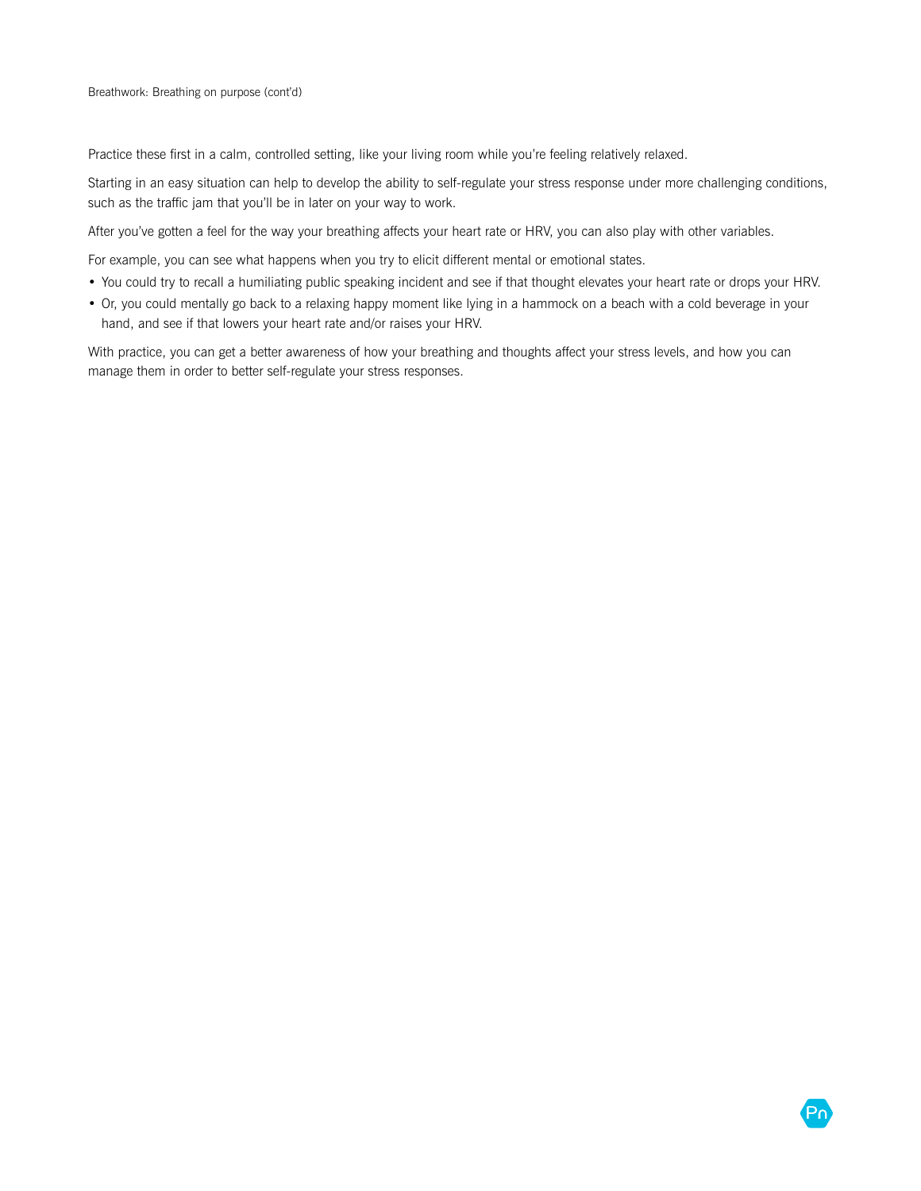Practice these first in a calm, controlled setting, like your living room while you're feeling relatively relaxed.

Starting in an easy situation can help to develop the ability to self-regulate your stress response under more challenging conditions, such as the traffic jam that you'll be in later on your way to work.

After you've gotten a feel for the way your breathing affects your heart rate or HRV, you can also play with other variables.

For example, you can see what happens when you try to elicit different mental or emotional states.

- You could try to recall a humiliating public speaking incident and see if that thought elevates your heart rate or drops your HRV.
- Or, you could mentally go back to a relaxing happy moment like lying in a hammock on a beach with a cold beverage in your hand, and see if that lowers your heart rate and/or raises your HRV.

With practice, you can get a better awareness of how your breathing and thoughts affect your stress levels, and how you can manage them in order to better self-regulate your stress responses.